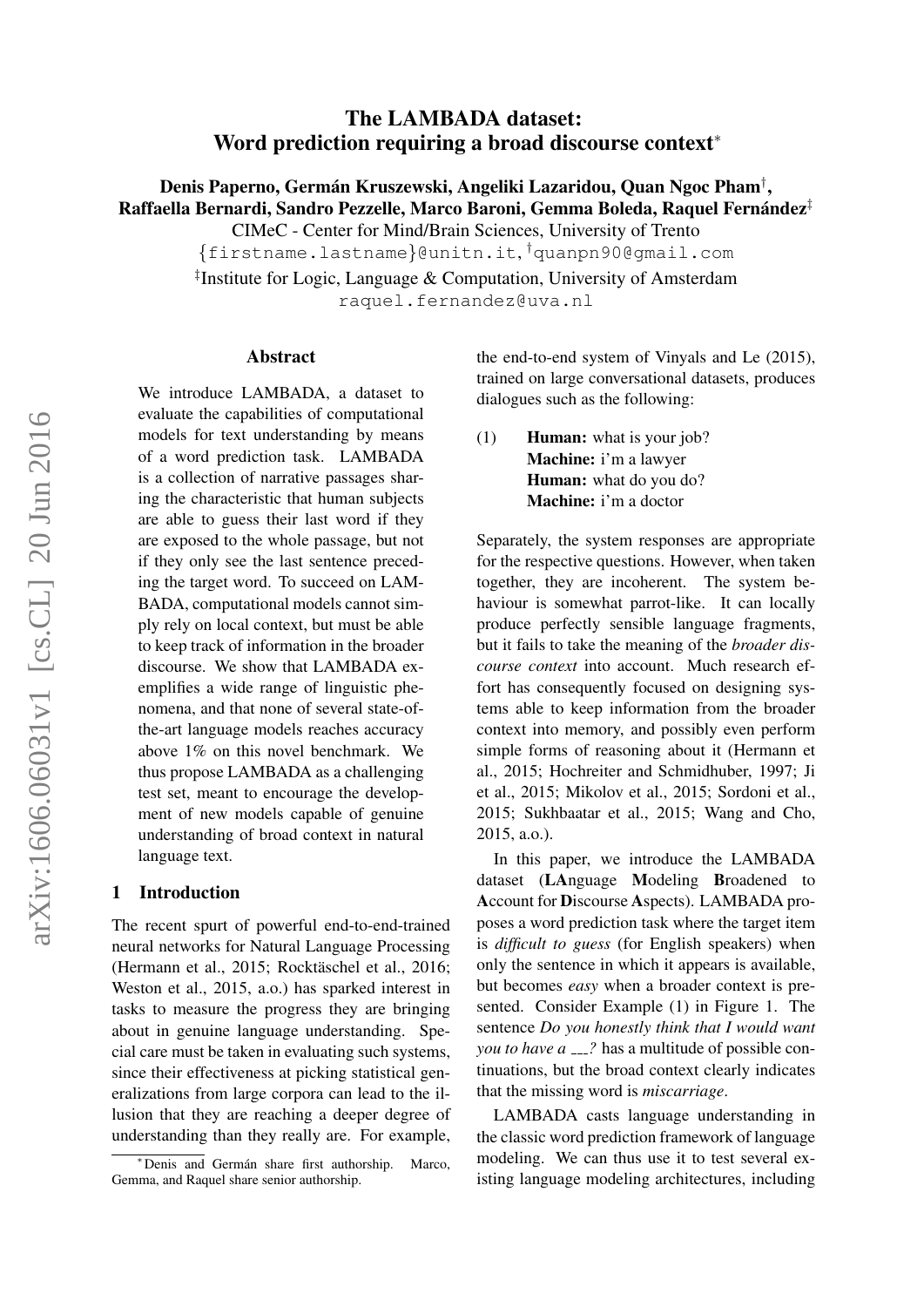# The LAMBADA dataset: Word prediction requiring a broad discourse context*

**Denis Paperno, Germán Kruszewski, Angeliki Lazaridou, Quan Ngoc Pham[†], Raffaella Bernardi, Sandro Pezzelle, Marco Baroni, Gemma Boleda, Raquel Fernández[‡]**

CIMeC - Center for Mind/Brain Sciences, University of Trento

{firstname.lastname}@unitn.it, [†]quanpn90@gmail.com

[‡]Institute for Logic, Language & Computation, University of Amsterdam

raquel.fernandez@uva.nl

## Abstract

We introduce LAMBADA, a dataset to evaluate the capabilities of computational models for text understanding by means of a word prediction task. LAMBADA is a collection of narrative passages sharing the characteristic that human subjects are able to guess their last word if they are exposed to the whole passage, but not if they only see the last sentence preceding the target word. To succeed on LAMBADA, computational models cannot simply rely on local context, but must be able to keep track of information in the broader discourse. We show that LAMBADA exemplifies a wide range of linguistic phenomena, and that none of several state-of-the-art language models reaches accuracy above 1% on this novel benchmark. We thus propose LAMBADA as a challenging test set, meant to encourage the development of new models capable of genuine understanding of broad context in natural language text.

## 1 Introduction

The recent spurt of powerful end-to-end-trained neural networks for Natural Language Processing (Hermann et al., 2015; Rocktäschel et al., 2016; Weston et al., 2015, a.o.) has sparked interest in tasks to measure the progress they are bringing about in genuine language understanding. Special care must be taken in evaluating such systems, since their effectiveness at picking statistical generalizations from large corpora can lead to the illusion that they are reaching a deeper degree of understanding than they really are. For example, the end-to-end system of Vinyals and Le (2015), trained on large conversational datasets, produces dialogues such as the following:

(1) **Human:** what is your job?
**Machine:** i'm a lawyer
**Human:** what do you do?
**Machine:** i'm a doctor

Separately, the system responses are appropriate for the respective questions. However, when taken together, they are incoherent. The system behaviour is somewhat parrot-like. It can locally produce perfectly sensible language fragments, but it fails to take the meaning of the *broader discourse context* into account. Much research effort has consequently focused on designing systems able to keep information from the broader context into memory, and possibly even perform simple forms of reasoning about it (Hermann et al., 2015; Hochreiter and Schmidhuber, 1997; Ji et al., 2015; Mikolov et al., 2015; Sordoni et al., 2015; Sukhbaatar et al., 2015; Wang and Cho, 2015, a.o.).

In this paper, we introduce the LAMBADA dataset (**LA**nguage **M**odeling **B**roadened to **A**ccount for **D**iscourse **A**spects). LAMBADA proposes a word prediction task where the target item is *difficult to guess* (for English speakers) when only the sentence in which it appears is available, but becomes *easy* when a broader context is presented. Consider Example (1) in Figure 1. The sentence *Do you honestly think that I would want you to have a ___?* has a multitude of possible continuations, but the broad context clearly indicates that the missing word is *miscarriage*.

LAMBADA casts language understanding in the classic word prediction framework of language modeling. We can thus use it to test several existing language modeling architectures, including

*Denis and Germán share first authorship. Marco, Gemma, and Raquel share senior authorship.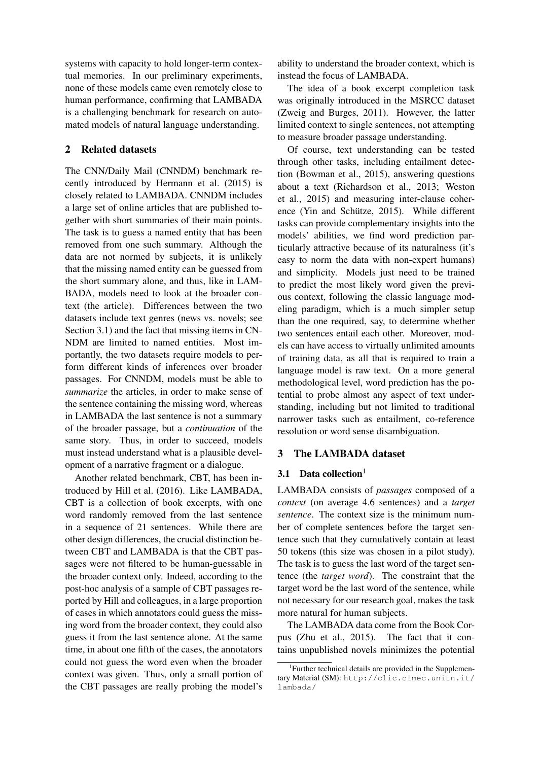systems with capacity to hold longer-term contextual memories. In our preliminary experiments, none of these models came even remotely close to human performance, confirming that LAMBADA is a challenging benchmark for research on automated models of natural language understanding.

## 2 Related datasets

The CNN/Daily Mail (CNNDM) benchmark recently introduced by Hermann et al. (2015) is closely related to LAMBADA. CNNDM includes a large set of online articles that are published together with short summaries of their main points. The task is to guess a named entity that has been removed from one such summary. Although the data are not normed by subjects, it is unlikely that the missing named entity can be guessed from the short summary alone, and thus, like in LAMBADA, models need to look at the broader context (the article). Differences between the two datasets include text genres (news vs. novels; see Section 3.1) and the fact that missing items in CNNDM are limited to named entities. Most importantly, the two datasets require models to perform different kinds of inferences over broader passages. For CNNDM, models must be able to *summarize* the articles, in order to make sense of the sentence containing the missing word, whereas in LAMBADA the last sentence is not a summary of the broader passage, but a *continuation* of the same story. Thus, in order to succeed, models must instead understand what is a plausible development of a narrative fragment or a dialogue.

Another related benchmark, CBT, has been introduced by Hill et al. (2016). Like LAMBADA, CBT is a collection of book excerpts, with one word randomly removed from the last sentence in a sequence of 21 sentences. While there are other design differences, the crucial distinction between CBT and LAMBADA is that the CBT passages were not filtered to be human-guessable in the broader context only. Indeed, according to the post-hoc analysis of a sample of CBT passages reported by Hill and colleagues, in a large proportion of cases in which annotators could guess the missing word from the broader context, they could also guess it from the last sentence alone. At the same time, in about one fifth of the cases, the annotators could not guess the word even when the broader context was given. Thus, only a small portion of the CBT passages are really probing the model's ability to understand the broader context, which is instead the focus of LAMBADA.

The idea of a book excerpt completion task was originally introduced in the MSRCC dataset (Zweig and Burges, 2011). However, the latter limited context to single sentences, not attempting to measure broader passage understanding.

Of course, text understanding can be tested through other tasks, including entailment detection (Bowman et al., 2015), answering questions about a text (Richardson et al., 2013; Weston et al., 2015) and measuring inter-clause coherence (Yin and Schütze, 2015). While different tasks can provide complementary insights into the models' abilities, we find word prediction particularly attractive because of its naturalness (it's easy to norm the data with non-expert humans) and simplicity. Models just need to be trained to predict the most likely word given the previous context, following the classic language modeling paradigm, which is a much simpler setup than the one required, say, to determine whether two sentences entail each other. Moreover, models can have access to virtually unlimited amounts of training data, as all that is required to train a language model is raw text. On a more general methodological level, word prediction has the potential to probe almost any aspect of text understanding, including but not limited to traditional narrower tasks such as entailment, co-reference resolution or word sense disambiguation.

## 3 The LAMBADA dataset

### 3.1 Data collection[1]

LAMBADA consists of *passages* composed of a *context* (on average 4.6 sentences) and a *target sentence*. The context size is the minimum number of complete sentences before the target sentence such that they cumulatively contain at least 50 tokens (this size was chosen in a pilot study). The task is to guess the last word of the target sentence (the *target word*). The constraint that the target word be the last word of the sentence, while not necessary for our research goal, makes the task more natural for human subjects.

The LAMBADA data come from the Book Corpus (Zhu et al., 2015). The fact that it contains unpublished novels minimizes the potential

[1] Further technical details are provided in the Supplementary Material (SM): http://clic.cimec.unitn.it/lambada/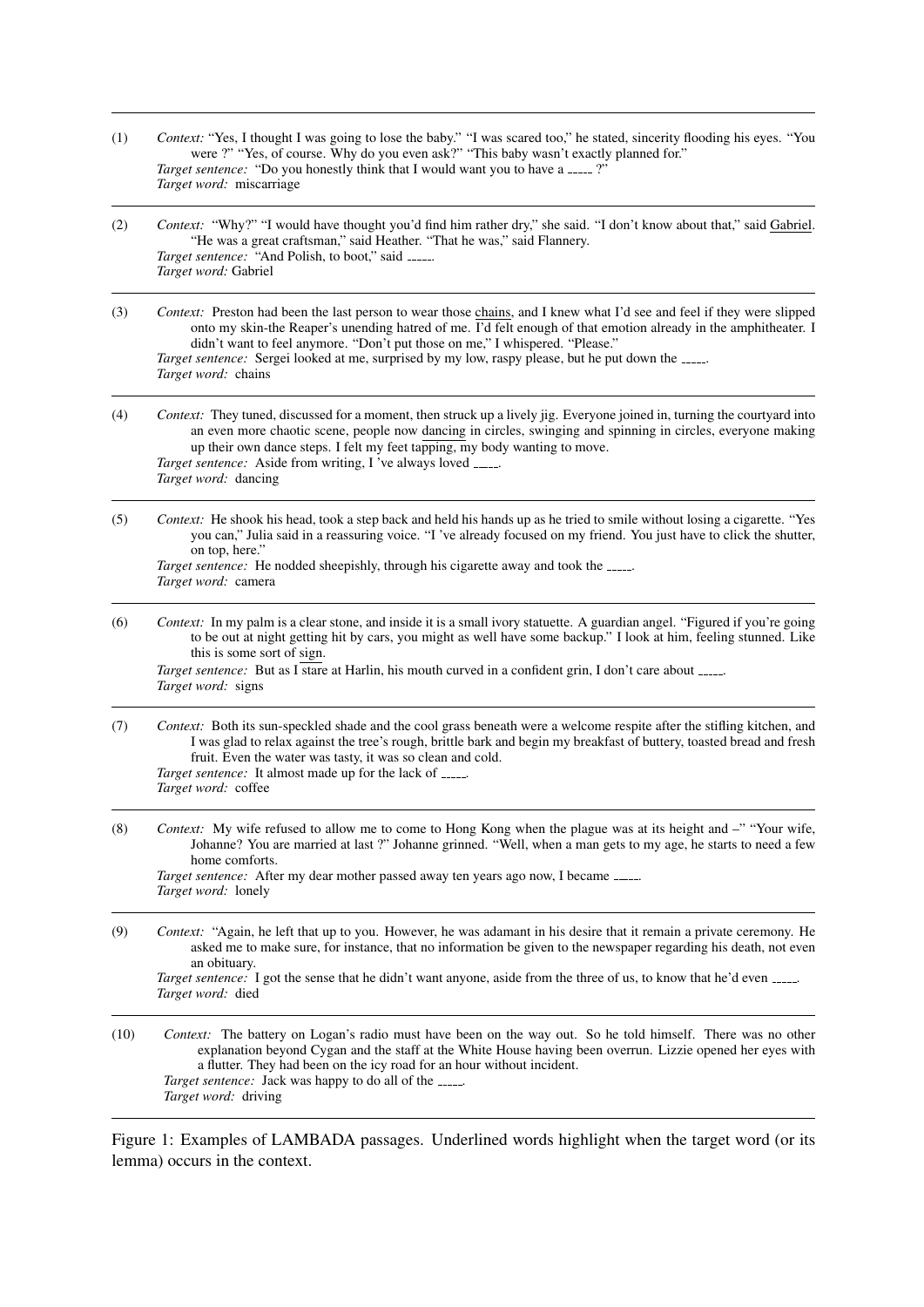(1) *Context:* "Yes, I thought I was going to lose the baby." "I was scared too," he stated, sincerity flooding his eyes. "You were ?" "Yes, of course. Why do you even ask?" "This baby wasn't exactly planned for."
*Target sentence:* "Do you honestly think that I would want you to have a _____ ?"
*Target word:* miscarriage

(2) *Context:* "Why?" "I would have thought you'd find him rather dry," she said. "I don't know about that," said Gabriel. "He was a great craftsman," said Heather. "That he was," said Flannery.
*Target sentence:* "And Polish, to boot," said _____.
*Target word:* Gabriel

(3) *Context:* Preston had been the last person to wear those chains, and I knew what I'd see and feel if they were slipped onto my skin-the Reaper's unending hatred of me. I'd felt enough of that emotion already in the amphitheater. I didn't want to feel anymore. "Don't put those on me," I whispered. "Please."
*Target sentence:* Sergei looked at me, surprised by my low, raspy please, but he put down the _____.
*Target word:* chains

(4) *Context:* They tuned, discussed for a moment, then struck up a lively jig. Everyone joined in, turning the courtyard into an even more chaotic scene, people now dancing in circles, swinging and spinning in circles, everyone making up their own dance steps. I felt my feet tapping, my body wanting to move.
*Target sentence:* Aside from writing, I 've always loved _____.
*Target word:* dancing

(5) *Context:* He shook his head, took a step back and held his hands up as he tried to smile without losing a cigarette. "Yes you can," Julia said in a reassuring voice. "I 've already focused on my friend. You just have to click the shutter, on top, here."
*Target sentence:* He nodded sheepishly, through his cigarette away and took the _____.
*Target word:* camera

(6) *Context:* In my palm is a clear stone, and inside it is a small ivory statuette. A guardian angel. "Figured if you're going to be out at night getting hit by cars, you might as well have some backup." I look at him, feeling stunned. Like this is some sort of sign.
*Target sentence:* But as I stare at Harlin, his mouth curved in a confident grin, I don't care about _____.
*Target word:* signs

(7) *Context:* Both its sun-speckled shade and the cool grass beneath were a welcome respite after the stifling kitchen, and I was glad to relax against the tree's rough, brittle bark and begin my breakfast of buttery, toasted bread and fresh fruit. Even the water was tasty, it was so clean and cold.
*Target sentence:* It almost made up for the lack of _____.
*Target word:* coffee

(8) *Context:* My wife refused to allow me to come to Hong Kong when the plague was at its height and –" "Your wife, Johanne? You are married at last ?" Johanne grinned. "Well, when a man gets to my age, he starts to need a few home comforts.
*Target sentence:* After my dear mother passed away ten years ago now, I became _____.
*Target word:* lonely

(9) *Context:* "Again, he left that up to you. However, he was adamant in his desire that it remain a private ceremony. He asked me to make sure, for instance, that no information be given to the newspaper regarding his death, not even an obituary.
*Target sentence:* I got the sense that he didn't want anyone, aside from the three of us, to know that he'd even _____.
*Target word:* died

(10) *Context:* The battery on Logan's radio must have been on the way out. So he told himself. There was no other explanation beyond Cygan and the staff at the White House having been overrun. Lizzie opened her eyes with a flutter. They had been on the icy road for an hour without incident.
*Target sentence:* Jack was happy to do all of the _____.
*Target word:* driving

Figure 1: Examples of LAMBADA passages. Underlined words highlight when the target word (or its lemma) occurs in the context.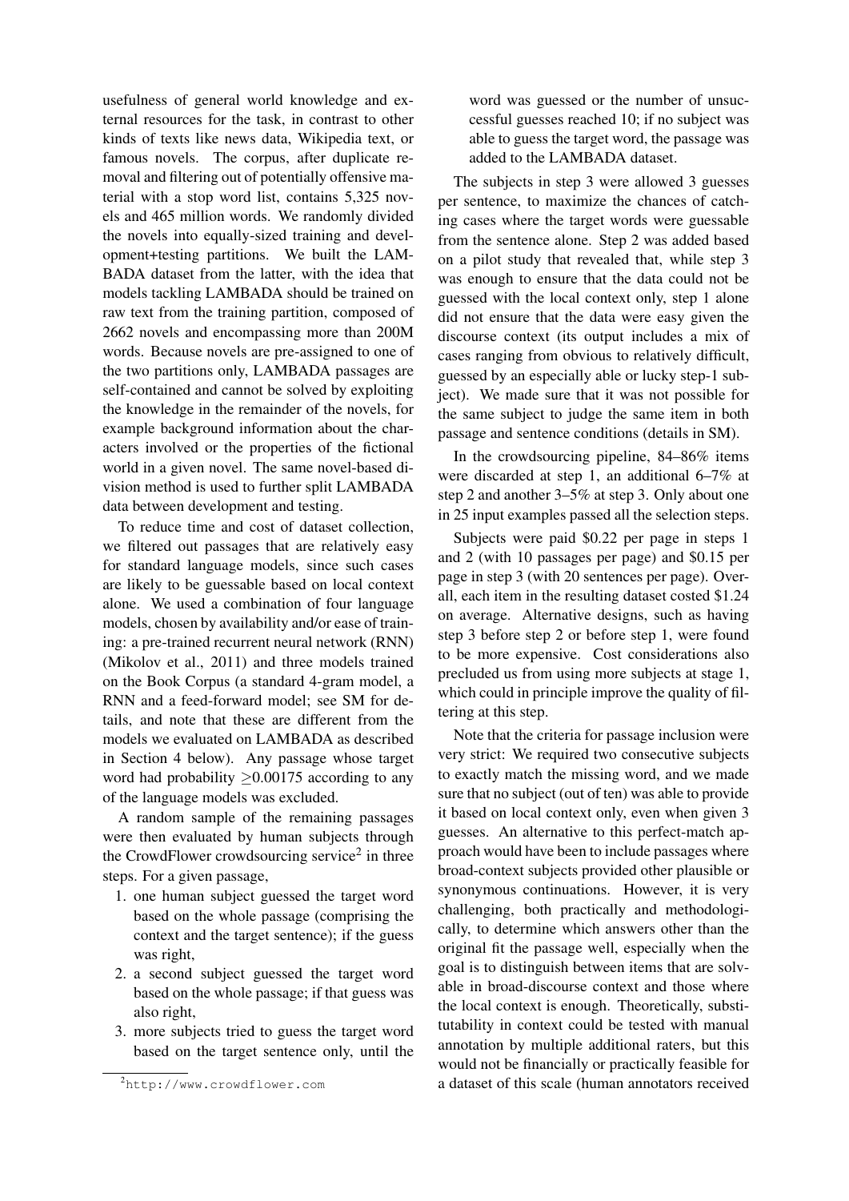usefulness of general world knowledge and external resources for the task, in contrast to other kinds of texts like news data, Wikipedia text, or famous novels. The corpus, after duplicate removal and filtering out of potentially offensive material with a stop word list, contains 5,325 novels and 465 million words. We randomly divided the novels into equally-sized training and development+testing partitions. We built the LAMBADA dataset from the latter, with the idea that models tackling LAMBADA should be trained on raw text from the training partition, composed of 2662 novels and encompassing more than 200M words. Because novels are pre-assigned to one of the two partitions only, LAMBADA passages are self-contained and cannot be solved by exploiting the knowledge in the remainder of the novels, for example background information about the characters involved or the properties of the fictional world in a given novel. The same novel-based division method is used to further split LAMBADA data between development and testing.

To reduce time and cost of dataset collection, we filtered out passages that are relatively easy for standard language models, since such cases are likely to be guessable based on local context alone. We used a combination of four language models, chosen by availability and/or ease of training: a pre-trained recurrent neural network (RNN) (Mikolov et al., 2011) and three models trained on the Book Corpus (a standard 4-gram model, a RNN and a feed-forward model; see SM for details, and note that these are different from the models we evaluated on LAMBADA as described in Section 4 below). Any passage whose target word had probability $\geq$0.00175 according to any of the language models was excluded.

A random sample of the remaining passages were then evaluated by human subjects through the CrowdFlower crowdsourcing service[2] in three steps. For a given passage,

1. one human subject guessed the target word based on the whole passage (comprising the context and the target sentence); if the guess was right,
2. a second subject guessed the target word based on the whole passage; if that guess was also right,
3. more subjects tried to guess the target word based on the target sentence only, until the word was guessed or the number of unsuccessful guesses reached 10; if no subject was able to guess the target word, the passage was added to the LAMBADA dataset.

[2] http://www.crowdflower.com

The subjects in step 3 were allowed 3 guesses per sentence, to maximize the chances of catching cases where the target words were guessable from the sentence alone. Step 2 was added based on a pilot study that revealed that, while step 3 was enough to ensure that the data could not be guessed with the local context only, step 1 alone did not ensure that the data were easy given the discourse context (its output includes a mix of cases ranging from obvious to relatively difficult, guessed by an especially able or lucky step-1 subject). We made sure that it was not possible for the same subject to judge the same item in both passage and sentence conditions (details in SM).

In the crowdsourcing pipeline, 84–86% items were discarded at step 1, an additional 6–7% at step 2 and another 3–5% at step 3. Only about one in 25 input examples passed all the selection steps.

Subjects were paid \$0.22 per page in steps 1 and 2 (with 10 passages per page) and \$0.15 per page in step 3 (with 20 sentences per page). Overall, each item in the resulting dataset costed \$1.24 on average. Alternative designs, such as having step 3 before step 2 or before step 1, were found to be more expensive. Cost considerations also precluded us from using more subjects at stage 1, which could in principle improve the quality of filtering at this step.

Note that the criteria for passage inclusion were very strict: We required two consecutive subjects to exactly match the missing word, and we made sure that no subject (out of ten) was able to provide it based on local context only, even when given 3 guesses. An alternative to this perfect-match approach would have been to include passages where broad-context subjects provided other plausible or synonymous continuations. However, it is very challenging, both practically and methodologically, to determine which answers other than the original fit the passage well, especially when the goal is to distinguish between items that are solvable in broad-discourse context and those where the local context is enough. Theoretically, substitutability in context could be tested with manual annotation by multiple additional raters, but this would not be financially or practically feasible for a dataset of this scale (human annotators received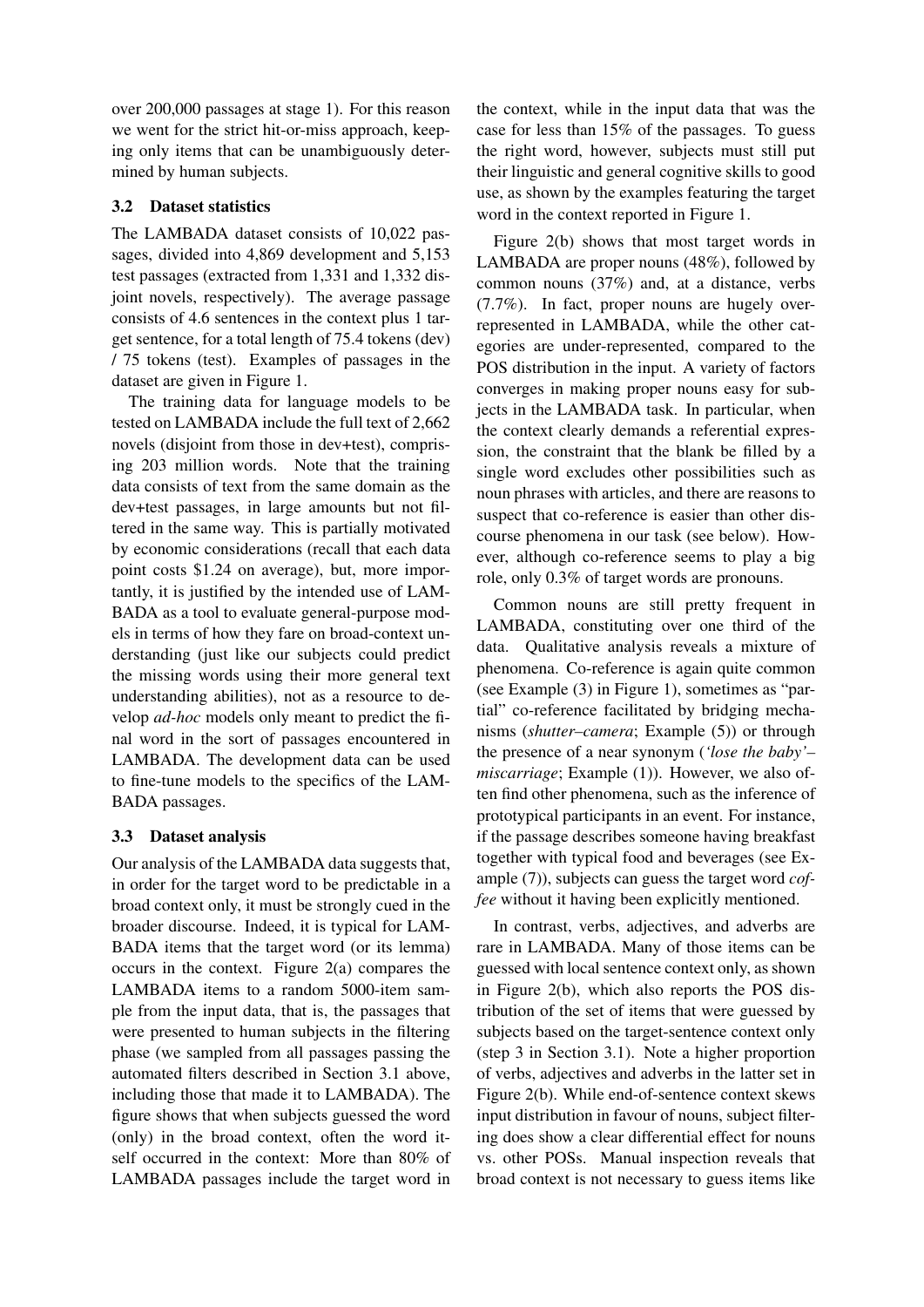over 200,000 passages at stage 1). For this reason we went for the strict hit-or-miss approach, keeping only items that can be unambiguously determined by human subjects.

### 3.2 Dataset statistics

The LAMBADA dataset consists of 10,022 passages, divided into 4,869 development and 5,153 test passages (extracted from 1,331 and 1,332 disjoint novels, respectively). The average passage consists of 4.6 sentences in the context plus 1 target sentence, for a total length of 75.4 tokens (dev) / 75 tokens (test). Examples of passages in the dataset are given in Figure 1.

The training data for language models to be tested on LAMBADA include the full text of 2,662 novels (disjoint from those in dev+test), comprising 203 million words. Note that the training data consists of text from the same domain as the dev+test passages, in large amounts but not filtered in the same way. This is partially motivated by economic considerations (recall that each data point costs $1.24 on average), but, more importantly, it is justified by the intended use of LAMBADA as a tool to evaluate general-purpose models in terms of how they fare on broad-context understanding (just like our subjects could predict the missing words using their more general text understanding abilities), not as a resource to develop *ad-hoc* models only meant to predict the final word in the sort of passages encountered in LAMBADA. The development data can be used to fine-tune models to the specifics of the LAMBADA passages.

### 3.3 Dataset analysis

Our analysis of the LAMBADA data suggests that, in order for the target word to be predictable in a broad context only, it must be strongly cued in the broader discourse. Indeed, it is typical for LAMBADA items that the target word (or its lemma) occurs in the context. Figure 2(a) compares the LAMBADA items to a random 5000-item sample from the input data, that is, the passages that were presented to human subjects in the filtering phase (we sampled from all passages passing the automated filters described in Section 3.1 above, including those that made it to LAMBADA). The figure shows that when subjects guessed the word (only) in the broad context, often the word itself occurred in the context: More than 80% of LAMBADA passages include the target word in the context, while in the input data that was the case for less than 15% of the passages. To guess the right word, however, subjects must still put their linguistic and general cognitive skills to good use, as shown by the examples featuring the target word in the context reported in Figure 1.

Figure 2(b) shows that most target words in LAMBADA are proper nouns (48%), followed by common nouns (37%) and, at a distance, verbs (7.7%). In fact, proper nouns are hugely over-represented in LAMBADA, while the other categories are under-represented, compared to the POS distribution in the input. A variety of factors converges in making proper nouns easy for subjects in the LAMBADA task. In particular, when the context clearly demands a referential expression, the constraint that the blank be filled by a single word excludes other possibilities such as noun phrases with articles, and there are reasons to suspect that co-reference is easier than other discourse phenomena in our task (see below). However, although co-reference seems to play a big role, only 0.3% of target words are pronouns.

Common nouns are still pretty frequent in LAMBADA, constituting over one third of the data. Qualitative analysis reveals a mixture of phenomena. Co-reference is again quite common (see Example (3) in Figure 1), sometimes as "partial" co-reference facilitated by bridging mechanisms (*shutter–camera*; Example (5)) or through the presence of a near synonym (*'lose the baby'–miscarriage*; Example (1)). However, we also often find other phenomena, such as the inference of prototypical participants in an event. For instance, if the passage describes someone having breakfast together with typical food and beverages (see Example (7)), subjects can guess the target word *coffee* without it having been explicitly mentioned.

In contrast, verbs, adjectives, and adverbs are rare in LAMBADA. Many of those items can be guessed with local sentence context only, as shown in Figure 2(b), which also reports the POS distribution of the set of items that were guessed by subjects based on the target-sentence context only (step 3 in Section 3.1). Note a higher proportion of verbs, adjectives and adverbs in the latter set in Figure 2(b). While end-of-sentence context skews input distribution in favour of nouns, subject filtering does show a clear differential effect for nouns vs. other POSs. Manual inspection reveals that broad context is not necessary to guess items like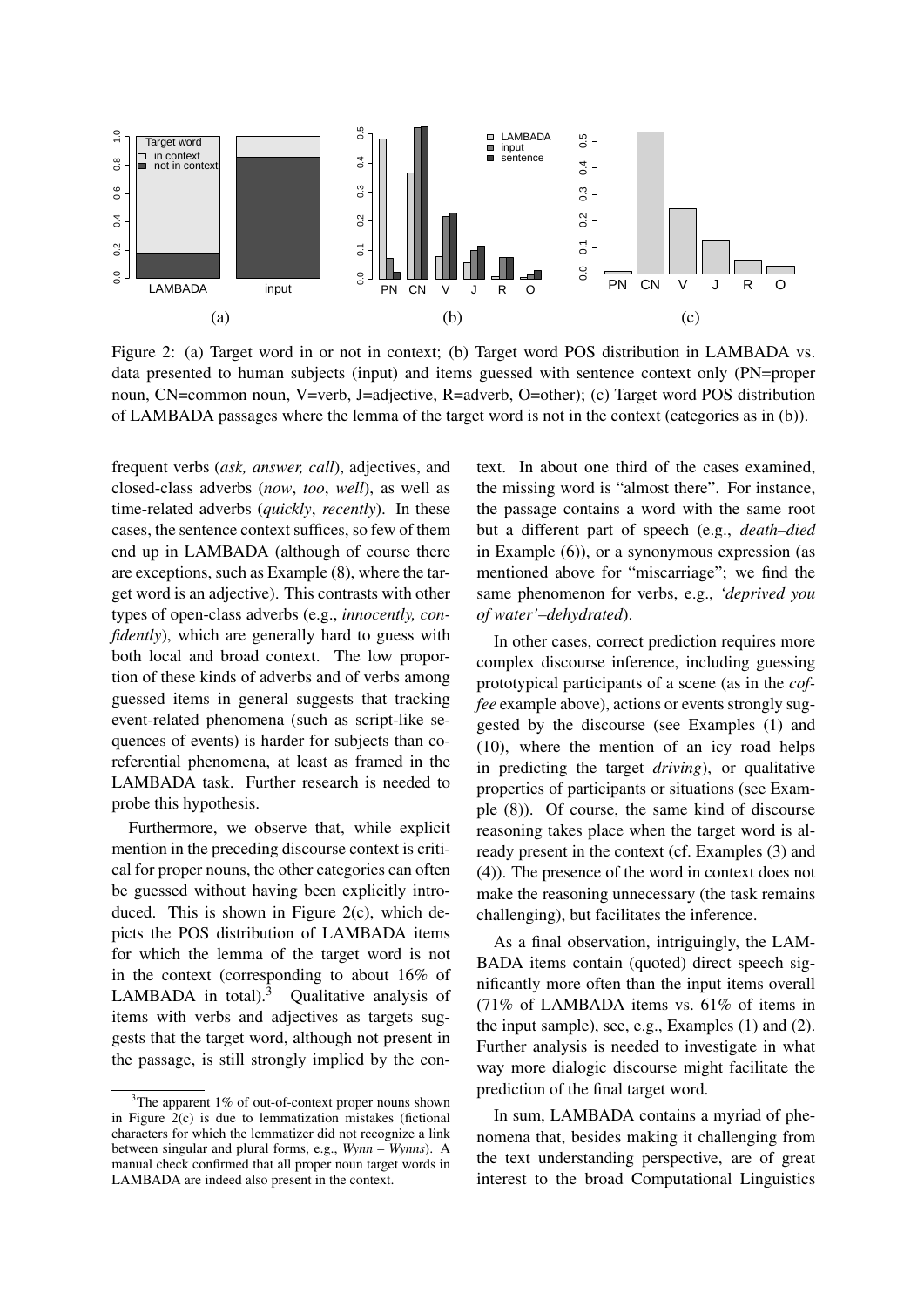Figure 2: (a) Target word in or not in context; (b) Target word POS distribution in LAMBADA vs. data presented to human subjects (input) and items guessed with sentence context only (PN=proper noun, CN=common noun, V=verb, J=adjective, R=adverb, O=other); (c) Target word POS distribution of LAMBADA passages where the lemma of the target word is not in the context (categories as in (b)).

frequent verbs (*ask, answer, call*), adjectives, and closed-class adverbs (*now*, *too*, *well*), as well as time-related adverbs (*quickly*, *recently*). In these cases, the sentence context suffices, so few of them end up in LAMBADA (although of course there are exceptions, such as Example (8), where the target word is an adjective). This contrasts with other types of open-class adverbs (e.g., *innocently, confidently*), which are generally hard to guess with both local and broad context. The low proportion of these kinds of adverbs and of verbs among guessed items in general suggests that tracking event-related phenomena (such as script-like sequences of events) is harder for subjects than coreferential phenomena, at least as framed in the LAMBADA task. Further research is needed to probe this hypothesis.

Furthermore, we observe that, while explicit mention in the preceding discourse context is critical for proper nouns, the other categories can often be guessed without having been explicitly introduced. This is shown in Figure 2(c), which depicts the POS distribution of LAMBADA items for which the lemma of the target word is not in the context (corresponding to about 16% of LAMBADA in total).[3] Qualitative analysis of items with verbs and adjectives as targets suggests that the target word, although not present in the passage, is still strongly implied by the context. In about one third of the cases examined, the missing word is "almost there". For instance, the passage contains a word with the same root but a different part of speech (e.g., *death–died* in Example (6)), or a synonymous expression (as mentioned above for "miscarriage"; we find the same phenomenon for verbs, e.g., *'deprived you of water'–dehydrated*).

In other cases, correct prediction requires more complex discourse inference, including guessing prototypical participants of a scene (as in the *coffee* example above), actions or events strongly suggested by the discourse (see Examples (1) and (10), where the mention of an icy road helps in predicting the target *driving*), or qualitative properties of participants or situations (see Example (8)). Of course, the same kind of discourse reasoning takes place when the target word is already present in the context (cf. Examples (3) and (4)). The presence of the word in context does not make the reasoning unnecessary (the task remains challenging), but facilitates the inference.

As a final observation, intriguingly, the LAMBADA items contain (quoted) direct speech significantly more often than the input items overall (71% of LAMBADA items vs. 61% of items in the input sample), see, e.g., Examples (1) and (2). Further analysis is needed to investigate in what way more dialogic discourse might facilitate the prediction of the final target word.

In sum, LAMBADA contains a myriad of phenomena that, besides making it challenging from the text understanding perspective, are of great interest to the broad Computational Linguistics

[3] The apparent 1% of out-of-context proper nouns shown in Figure 2(c) is due to lemmatization mistakes (fictional characters for which the lemmatizer did not recognize a link between singular and plural forms, e.g., *Wynn – Wynns*). A manual check confirmed that all proper noun target words in LAMBADA are indeed also present in the context.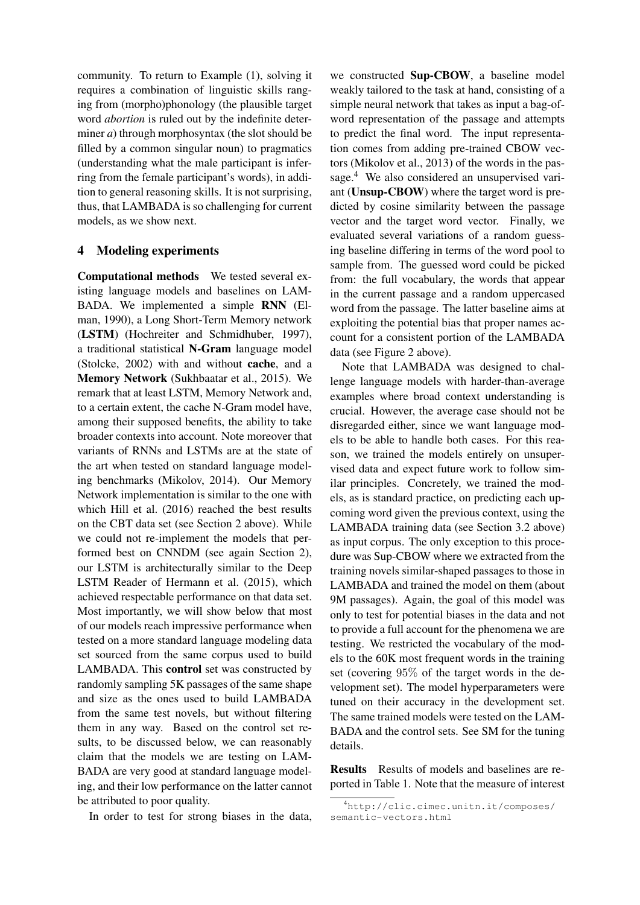community. To return to Example (1), solving it requires a combination of linguistic skills ranging from (morpho)phonology (the plausible target word *abortion* is ruled out by the indefinite determiner *a*) through morphosyntax (the slot should be filled by a common singular noun) to pragmatics (understanding what the male participant is inferring from the female participant's words), in addition to general reasoning skills. It is not surprising, thus, that LAMBADA is so challenging for current models, as we show next.

## 4 Modeling experiments

**Computational methods** We tested several existing language models and baselines on LAMBADA. We implemented a simple **RNN** (Elman, 1990), a Long Short-Term Memory network (**LSTM**) (Hochreiter and Schmidhuber, 1997), a traditional statistical **N-Gram** language model (Stolcke, 2002) with and without **cache**, and a **Memory Network** (Sukhbaatar et al., 2015). We remark that at least LSTM, Memory Network and, to a certain extent, the cache N-Gram model have, among their supposed benefits, the ability to take broader contexts into account. Note moreover that variants of RNNs and LSTMs are at the state of the art when tested on standard language modeling benchmarks (Mikolov, 2014). Our Memory Network implementation is similar to the one with which Hill et al. (2016) reached the best results on the CBT data set (see Section 2 above). While we could not re-implement the models that performed best on CNNDM (see again Section 2), our LSTM is architecturally similar to the Deep LSTM Reader of Hermann et al. (2015), which achieved respectable performance on that data set. Most importantly, we will show below that most of our models reach impressive performance when tested on a more standard language modeling data set sourced from the same corpus used to build LAMBADA. This **control** set was constructed by randomly sampling 5K passages of the same shape and size as the ones used to build LAMBADA from the same test novels, but without filtering them in any way. Based on the control set results, to be discussed below, we can reasonably claim that the models we are testing on LAMBADA are very good at standard language modeling, and their low performance on the latter cannot be attributed to poor quality.

In order to test for strong biases in the data, we constructed **Sup-CBOW**, a baseline model weakly tailored to the task at hand, consisting of a simple neural network that takes as input a bag-of-word representation of the passage and attempts to predict the final word. The input representation comes from adding pre-trained CBOW vectors (Mikolov et al., 2013) of the words in the passage.[4] We also considered an unsupervised variant (**Unsup-CBOW**) where the target word is predicted by cosine similarity between the passage vector and the target word vector. Finally, we evaluated several variations of a random guessing baseline differing in terms of the word pool to sample from. The guessed word could be picked from: the full vocabulary, the words that appear in the current passage and a random uppercased word from the passage. The latter baseline aims at exploiting the potential bias that proper names account for a consistent portion of the LAMBADA data (see Figure 2 above).

Note that LAMBADA was designed to challenge language models with harder-than-average examples where broad context understanding is crucial. However, the average case should not be disregarded either, since we want language models to be able to handle both cases. For this reason, we trained the models entirely on unsupervised data and expect future work to follow similar principles. Concretely, we trained the models, as is standard practice, on predicting each upcoming word given the previous context, using the LAMBADA training data (see Section 3.2 above) as input corpus. The only exception to this procedure was Sup-CBOW where we extracted from the training novels similar-shaped passages to those in LAMBADA and trained the model on them (about 9M passages). Again, the goal of this model was only to test for potential biases in the data and not to provide a full account for the phenomena we are testing. We restricted the vocabulary of the models to the 60K most frequent words in the training set (covering 95% of the target words in the development set). The model hyperparameters were tuned on their accuracy in the development set. The same trained models were tested on the LAMBADA and the control sets. See SM for the tuning details.

**Results** Results of models and baselines are reported in Table 1. Note that the measure of interest

[4] http://clic.cimec.unitn.it/composes/semantic-vectors.html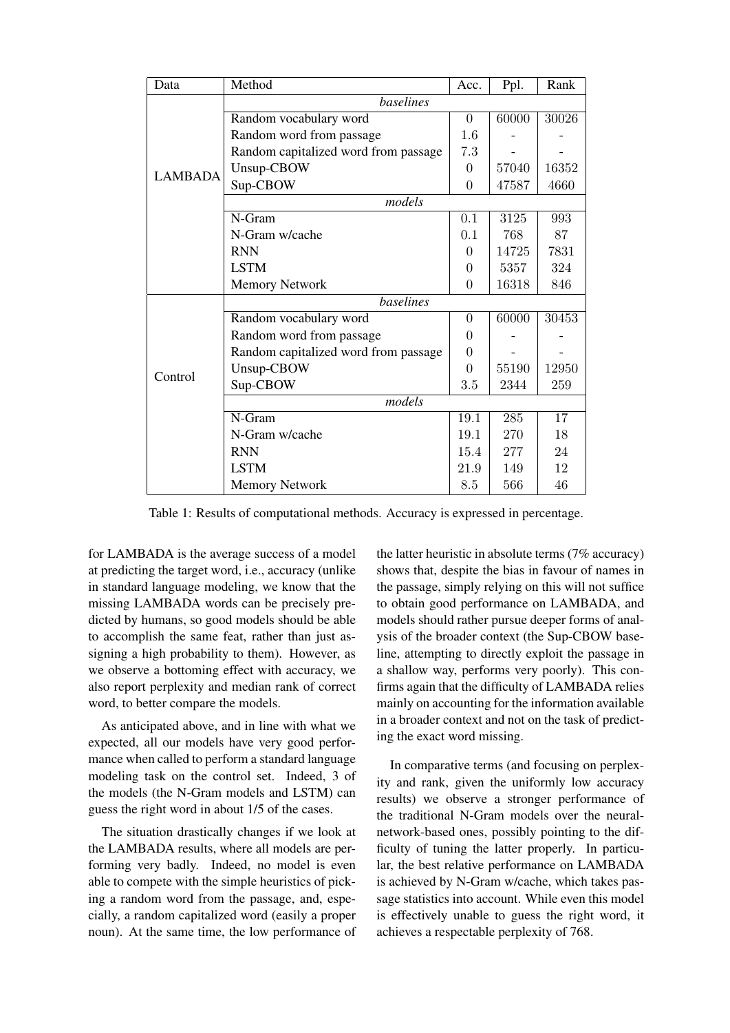| Data | Method | Acc. | Ppl. | Rank |
|---|---|---|---|---|
| LAMBADA | *baselines* | | | |
| | Random vocabulary word | 0 | 60000 | 30026 |
| | Random word from passage | 1.6 | - | - |
| | Random capitalized word from passage | 7.3 | - | - |
| | Unsup-CBOW | 0 | 57040 | 16352 |
| | Sup-CBOW | 0 | 47587 | 4660 |
| | *models* | | | |
| | N-Gram | 0.1 | 3125 | 993 |
| | N-Gram w/cache | 0.1 | 768 | 87 |
| | RNN | 0 | 14725 | 7831 |
| | LSTM | 0 | 5357 | 324 |
| | Memory Network | 0 | 16318 | 846 |
| Control | *baselines* | | | |
| | Random vocabulary word | 0 | 60000 | 30453 |
| | Random word from passage | 0 | - | - |
| | Random capitalized word from passage | 0 | - | - |
| | Unsup-CBOW | 0 | 55190 | 12950 |
| | Sup-CBOW | 3.5 | 2344 | 259 |
| | *models* | | | |
| | N-Gram | 19.1 | 285 | 17 |
| | N-Gram w/cache | 19.1 | 270 | 18 |
| | RNN | 15.4 | 277 | 24 |
| | LSTM | 21.9 | 149 | 12 |
| | Memory Network | 8.5 | 566 | 46 |

Table 1: Results of computational methods. Accuracy is expressed in percentage.

for LAMBADA is the average success of a model at predicting the target word, i.e., accuracy (unlike in standard language modeling, we know that the missing LAMBADA words can be precisely predicted by humans, so good models should be able to accomplish the same feat, rather than just assigning a high probability to them). However, as we observe a bottoming effect with accuracy, we also report perplexity and median rank of correct word, to better compare the models.

As anticipated above, and in line with what we expected, all our models have very good performance when called to perform a standard language modeling task on the control set. Indeed, 3 of the models (the N-Gram models and LSTM) can guess the right word in about 1/5 of the cases.

The situation drastically changes if we look at the LAMBADA results, where all models are performing very badly. Indeed, no model is even able to compete with the simple heuristics of picking a random word from the passage, and, especially, a random capitalized word (easily a proper noun). At the same time, the low performance of the latter heuristic in absolute terms (7% accuracy) shows that, despite the bias in favour of names in the passage, simply relying on this will not suffice to obtain good performance on LAMBADA, and models should rather pursue deeper forms of analysis of the broader context (the Sup-CBOW baseline, attempting to directly exploit the passage in a shallow way, performs very poorly). This confirms again that the difficulty of LAMBADA relies mainly on accounting for the information available in a broader context and not on the task of predicting the exact word missing.

In comparative terms (and focusing on perplexity and rank, given the uniformly low accuracy results) we observe a stronger performance of the traditional N-Gram models over the neural-network-based ones, possibly pointing to the difficulty of tuning the latter properly. In particular, the best relative performance on LAMBADA is achieved by N-Gram w/cache, which takes passage statistics into account. While even this model is effectively unable to guess the right word, it achieves a respectable perplexity of 768.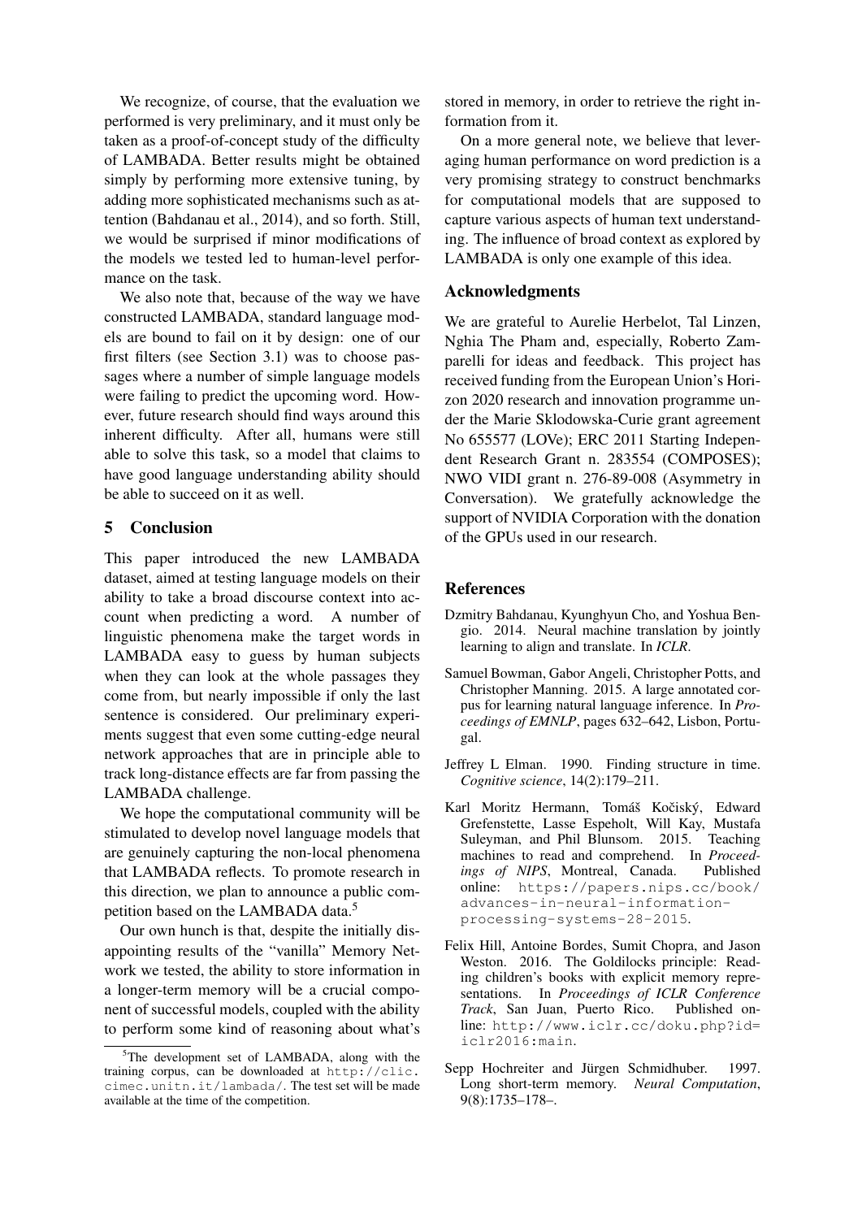We recognize, of course, that the evaluation we performed is very preliminary, and it must only be taken as a proof-of-concept study of the difficulty of LAMBADA. Better results might be obtained simply by performing more extensive tuning, by adding more sophisticated mechanisms such as attention (Bahdanau et al., 2014), and so forth. Still, we would be surprised if minor modifications of the models we tested led to human-level performance on the task.

We also note that, because of the way we have constructed LAMBADA, standard language models are bound to fail on it by design: one of our first filters (see Section 3.1) was to choose passages where a number of simple language models were failing to predict the upcoming word. However, future research should find ways around this inherent difficulty. After all, humans were still able to solve this task, so a model that claims to have good language understanding ability should be able to succeed on it as well.

## 5 Conclusion

This paper introduced the new LAMBADA dataset, aimed at testing language models on their ability to take a broad discourse context into account when predicting a word. A number of linguistic phenomena make the target words in LAMBADA easy to guess by human subjects when they can look at the whole passages they come from, but nearly impossible if only the last sentence is considered. Our preliminary experiments suggest that even some cutting-edge neural network approaches that are in principle able to track long-distance effects are far from passing the LAMBADA challenge.

We hope the computational community will be stimulated to develop novel language models that are genuinely capturing the non-local phenomena that LAMBADA reflects. To promote research in this direction, we plan to announce a public competition based on the LAMBADA data.[5]

Our own hunch is that, despite the initially disappointing results of the "vanilla" Memory Network we tested, the ability to store information in a longer-term memory will be a crucial component of successful models, coupled with the ability to perform some kind of reasoning about what's stored in memory, in order to retrieve the right information from it.

On a more general note, we believe that leveraging human performance on word prediction is a very promising strategy to construct benchmarks for computational models that are supposed to capture various aspects of human text understanding. The influence of broad context as explored by LAMBADA is only one example of this idea.

[5]The development set of LAMBADA, along with the training corpus, can be downloaded at http://clic.cimec.unitn.it/lambada/. The test set will be made available at the time of the competition.

## Acknowledgments

We are grateful to Aurelie Herbelot, Tal Linzen, Nghia The Pham and, especially, Roberto Zamparelli for ideas and feedback. This project has received funding from the European Union's Horizon 2020 research and innovation programme under the Marie Sklodowska-Curie grant agreement No 655577 (LOVe); ERC 2011 Starting Independent Research Grant n. 283554 (COMPOSES); NWO VIDI grant n. 276-89-008 (Asymmetry in Conversation). We gratefully acknowledge the support of NVIDIA Corporation with the donation of the GPUs used in our research.

## References

Dzmitry Bahdanau, Kyunghyun Cho, and Yoshua Bengio. 2014. Neural machine translation by jointly learning to align and translate. In *ICLR*.

Samuel Bowman, Gabor Angeli, Christopher Potts, and Christopher Manning. 2015. A large annotated corpus for learning natural language inference. In *Proceedings of EMNLP*, pages 632–642, Lisbon, Portugal.

Jeffrey L Elman. 1990. Finding structure in time. *Cognitive science*, 14(2):179–211.

Karl Moritz Hermann, Tomáš Kočiský, Edward Grefenstette, Lasse Espeholt, Will Kay, Mustafa Suleyman, and Phil Blunsom. 2015. Teaching machines to read and comprehend. In *Proceedings of NIPS*, Montreal, Canada. Published online: https://papers.nips.cc/book/advances-in-neural-information-processing-systems-28-2015.

Felix Hill, Antoine Bordes, Sumit Chopra, and Jason Weston. 2016. The Goldilocks principle: Reading children's books with explicit memory representations. In *Proceedings of ICLR Conference Track*, San Juan, Puerto Rico. Published online: http://www.iclr.cc/doku.php?id=iclr2016:main.

Sepp Hochreiter and Jürgen Schmidhuber. 1997. Long short-term memory. *Neural Computation*, 9(8):1735–178–.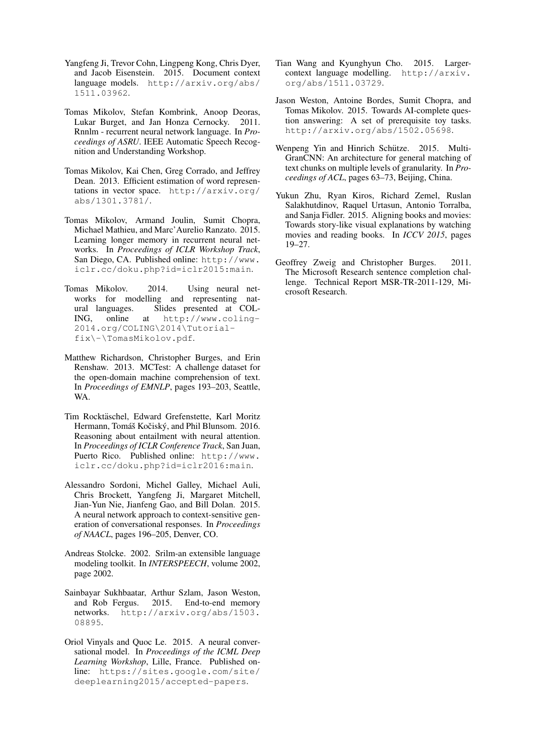Yangfeng Ji, Trevor Cohn, Lingpeng Kong, Chris Dyer, and Jacob Eisenstein. 2015. Document context language models. http://arxiv.org/abs/1511.03962.

Tomas Mikolov, Stefan Kombrink, Anoop Deoras, Lukar Burget, and Jan Honza Cernocky. 2011. Rnnlm - recurrent neural network language. In *Proceedings of ASRU*. IEEE Automatic Speech Recognition and Understanding Workshop.

Tomas Mikolov, Kai Chen, Greg Corrado, and Jeffrey Dean. 2013. Efficient estimation of word representations in vector space. http://arxiv.org/abs/1301.3781/.

Tomas Mikolov, Armand Joulin, Sumit Chopra, Michael Mathieu, and Marc'Aurelio Ranzato. 2015. Learning longer memory in recurrent neural networks. In *Proceedings of ICLR Workshop Track*, San Diego, CA. Published online: http://www.iclr.cc/doku.php?id=iclr2015:main.

Tomas Mikolov. 2014. Using neural networks for modelling and representing natural languages. Slides presented at COLING, online at http://www.coling-2014.org/COLING\2014\Tutorial-fix\-\TomasMikolov.pdf.

Matthew Richardson, Christopher Burges, and Erin Renshaw. 2013. MCTest: A challenge dataset for the open-domain machine comprehension of text. In *Proceedings of EMNLP*, pages 193–203, Seattle, WA.

Tim Rocktäschel, Edward Grefenstette, Karl Moritz Hermann, Tomáš Kočiský, and Phil Blunsom. 2016. Reasoning about entailment with neural attention. In *Proceedings of ICLR Conference Track*, San Juan, Puerto Rico. Published online: http://www.iclr.cc/doku.php?id=iclr2016:main.

Alessandro Sordoni, Michel Galley, Michael Auli, Chris Brockett, Yangfeng Ji, Margaret Mitchell, Jian-Yun Nie, Jianfeng Gao, and Bill Dolan. 2015. A neural network approach to context-sensitive generation of conversational responses. In *Proceedings of NAACL*, pages 196–205, Denver, CO.

Andreas Stolcke. 2002. Srilm-an extensible language modeling toolkit. In *INTERSPEECH*, volume 2002, page 2002.

Sainbayar Sukhbaatar, Arthur Szlam, Jason Weston, and Rob Fergus. 2015. End-to-end memory networks. http://arxiv.org/abs/1503.08895.

Oriol Vinyals and Quoc Le. 2015. A neural conversational model. In *Proceedings of the ICML Deep Learning Workshop*, Lille, France. Published online: https://sites.google.com/site/deeplearning2015/accepted-papers.

Tian Wang and Kyunghyun Cho. 2015. Larger-context language modelling. http://arxiv.org/abs/1511.03729.

Jason Weston, Antoine Bordes, Sumit Chopra, and Tomas Mikolov. 2015. Towards AI-complete question answering: A set of prerequisite toy tasks. http://arxiv.org/abs/1502.05698.

Wenpeng Yin and Hinrich Schütze. 2015. MultiGranCNN: An architecture for general matching of text chunks on multiple levels of granularity. In *Proceedings of ACL*, pages 63–73, Beijing, China.

Yukun Zhu, Ryan Kiros, Richard Zemel, Ruslan Salakhutdinov, Raquel Urtasun, Antonio Torralba, and Sanja Fidler. 2015. Aligning books and movies: Towards story-like visual explanations by watching movies and reading books. In *ICCV 2015*, pages 19–27.

Geoffrey Zweig and Christopher Burges. 2011. The Microsoft Research sentence completion challenge. Technical Report MSR-TR-2011-129, Microsoft Research.